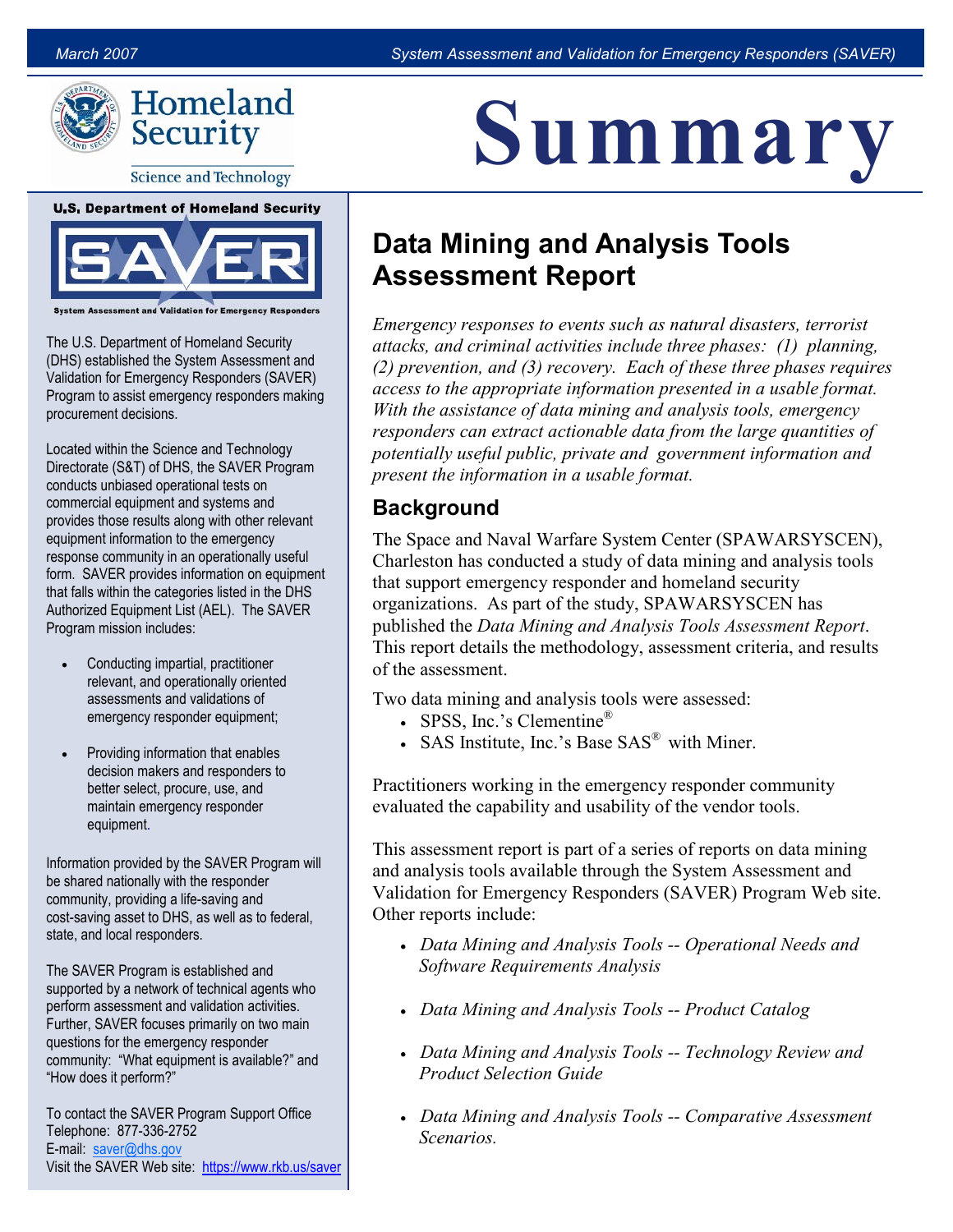# Summary

## Data Mining and Analysis Tools Assessment Report

*Emergency responses to events such as natural disasters, terrorist attacks, and criminal activities include three phases: (1) planning, (2) prevention, and (3) recovery. Each of these three phases requires access to the appropriate information presented in a usable format. With the assistance of data mining and analysis tools, emergency responders can extract actionable data from the large quantities of potentially useful public, private and government information and present the information in a usable format.*

### Background

The Space and Naval Warfare System Center (SPAWARSYSCEN), Charleston has conducted a study of data mining and analysis tools that support emergency responder and homeland security organizations. As part of the study, SPAWARSYSCEN has published the *Data Mining and Analysis Tools Assessment Report*. This report details the methodology, assessment criteria, and results of the assessment.

Two data mining and analysis tools were assessed:

- SPSS, Inc.'s Clementine®
- SAS Institute, Inc.'s Base SAS® with Miner.

Practitioners working in the emergency responder community evaluated the capability and usability of the vendor tools.

This assessment report is part of a series of reports on data mining and analysis tools available through the System Assessment and Validation for Emergency Responders (SAVER) Program Web site. Other reports include:

- *Data Mining and Analysis Tools -- Operational Needs and Software Requirements Analysis*
- *Data Mining and Analysis Tools -- Product Catalog*
- *Data Mining and Analysis Tools -- Technology Review and Product Selection Guide*
- *Data Mining and Analysis Tools -- Comparative Assessment Scenarios.*

---

**U.S. Department of Homeland Security**

**SAVER – System Assessment and Validation for Emergency Responders**

The U.S. Department of Homeland Security (DHS) established the System Assessment and Validation for Emergency Responders (SAVER) Program to assist emergency responders making procurement decisions.

Located within the Science and Technology Directorate (S&T) of DHS, the SAVER Program conducts unbiased operational tests on commercial equipment and systems and provides those results along with other relevant equipment information to the emergency response community in an operationally useful form. SAVER provides information on equipment that falls within the categories listed in the DHS Authorized Equipment List (AEL). The SAVER Program mission includes:

- Conducting impartial, practitioner relevant, and operationally oriented assessments and validations of emergency responder equipment;
- Providing information that enables decision makers and responders to better select, procure, use, and maintain emergency responder equipment.

Information provided by the SAVER Program will be shared nationally with the responder community, providing a life-saving and cost-saving asset to DHS, as well as to federal, state, and local responders.

The SAVER Program is established and supported by a network of technical agents who perform assessment and validation activities. Further, SAVER focuses primarily on two main questions for the emergency responder community: "What equipment is available?" and "How does it perform?"

To contact the SAVER Program Support Office
Telephone: 877-336-2752
E-mail: saver@dhs.gov
Visit the SAVER Web site: https://www.rkb.us/saver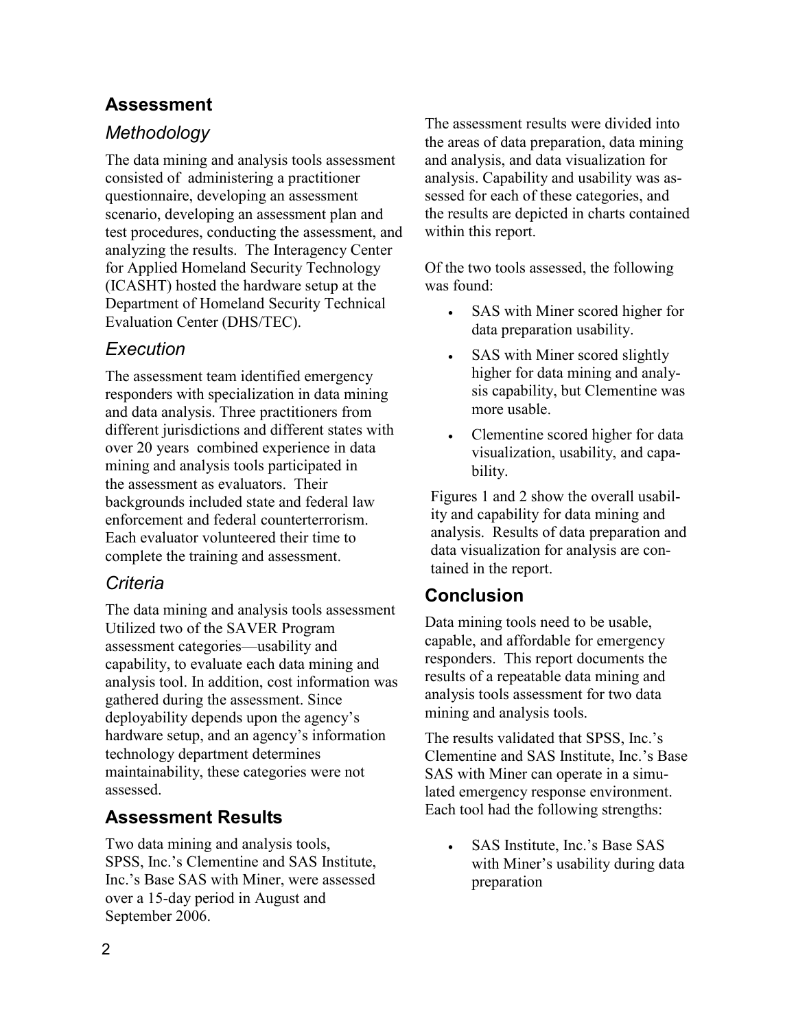## Assessment

### *Methodology*

The data mining and analysis tools assessment consisted of administering a practitioner questionnaire, developing an assessment scenario, developing an assessment plan and test procedures, conducting the assessment, and analyzing the results. The Interagency Center for Applied Homeland Security Technology (ICASHT) hosted the hardware setup at the Department of Homeland Security Technical Evaluation Center (DHS/TEC).

### *Execution*

The assessment team identified emergency responders with specialization in data mining and data analysis. Three practitioners from different jurisdictions and different states with over 20 years combined experience in data mining and analysis tools participated in the assessment as evaluators. Their backgrounds included state and federal law enforcement and federal counterterrorism. Each evaluator volunteered their time to complete the training and assessment.

### *Criteria*

The data mining and analysis tools assessment Utilized two of the SAVER Program assessment categories—usability and capability, to evaluate each data mining and analysis tool. In addition, cost information was gathered during the assessment. Since deployability depends upon the agency's hardware setup, and an agency's information technology department determines maintainability, these categories were not assessed.

## Assessment Results

Two data mining and analysis tools, SPSS, Inc.'s Clementine and SAS Institute, Inc.'s Base SAS with Miner, were assessed over a 15-day period in August and September 2006.

The assessment results were divided into the areas of data preparation, data mining and analysis, and data visualization for analysis. Capability and usability was assessed for each of these categories, and the results are depicted in charts contained within this report.

Of the two tools assessed, the following was found:

- SAS with Miner scored higher for data preparation usability.
- SAS with Miner scored slightly higher for data mining and analysis capability, but Clementine was more usable.
- Clementine scored higher for data visualization, usability, and capability.

Figures 1 and 2 show the overall usability and capability for data mining and analysis. Results of data preparation and data visualization for analysis are contained in the report.

## Conclusion

Data mining tools need to be usable, capable, and affordable for emergency responders. This report documents the results of a repeatable data mining and analysis tools assessment for two data mining and analysis tools.

The results validated that SPSS, Inc.'s Clementine and SAS Institute, Inc.'s Base SAS with Miner can operate in a simulated emergency response environment. Each tool had the following strengths:

- SAS Institute, Inc.'s Base SAS with Miner's usability during data preparation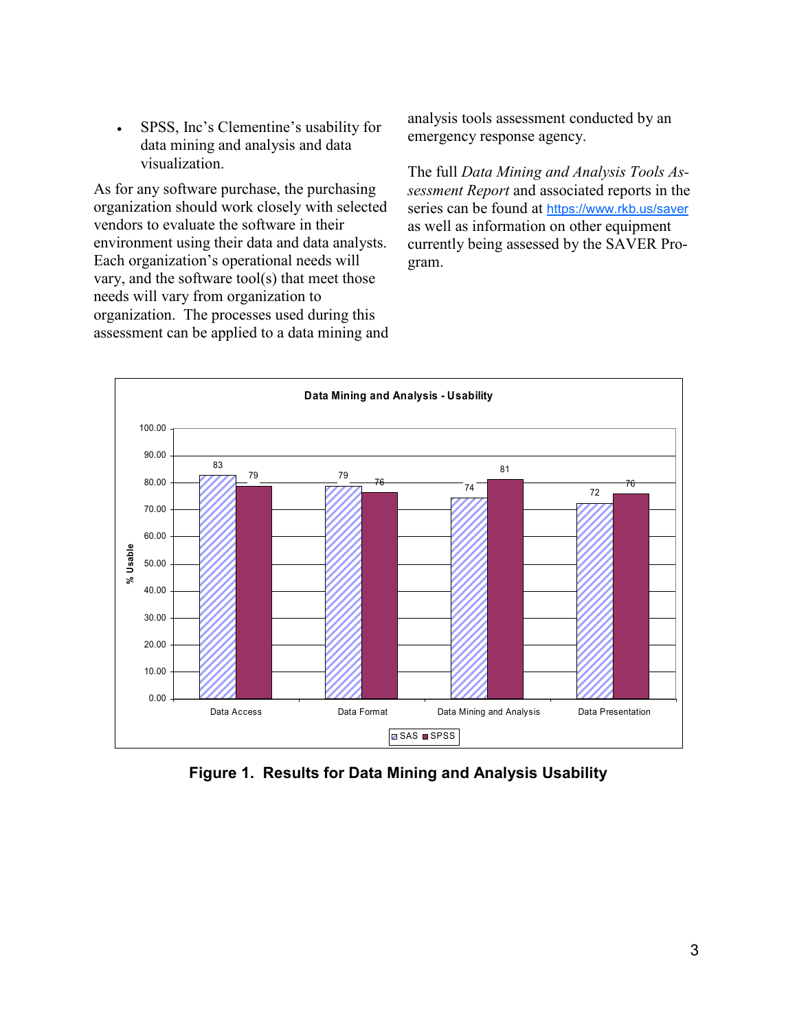- SPSS, Inc's Clementine's usability for data mining and analysis and data visualization.

As for any software purchase, the purchasing organization should work closely with selected vendors to evaluate the software in their environment using their data and data analysts. Each organization's operational needs will vary, and the software tool(s) that meet those needs will vary from organization to organization. The processes used during this assessment can be applied to a data mining and analysis tools assessment conducted by an emergency response agency.

The full *Data Mining and Analysis Tools Assessment Report* and associated reports in the series can be found at https://www.rkb.us/saver as well as information on other equipment currently being assessed by the SAVER Program.

**Data Mining and Analysis - Usability**

| % Usable | SAS | SPSS |
|---|---|---|
| Data Access | 83 | 79 |
| Data Format | 79 | 76 |
| Data Mining and Analysis | 74 | 81 |
| Data Presentation | 72 | 76 |

**Figure 1. Results for Data Mining and Analysis Usability**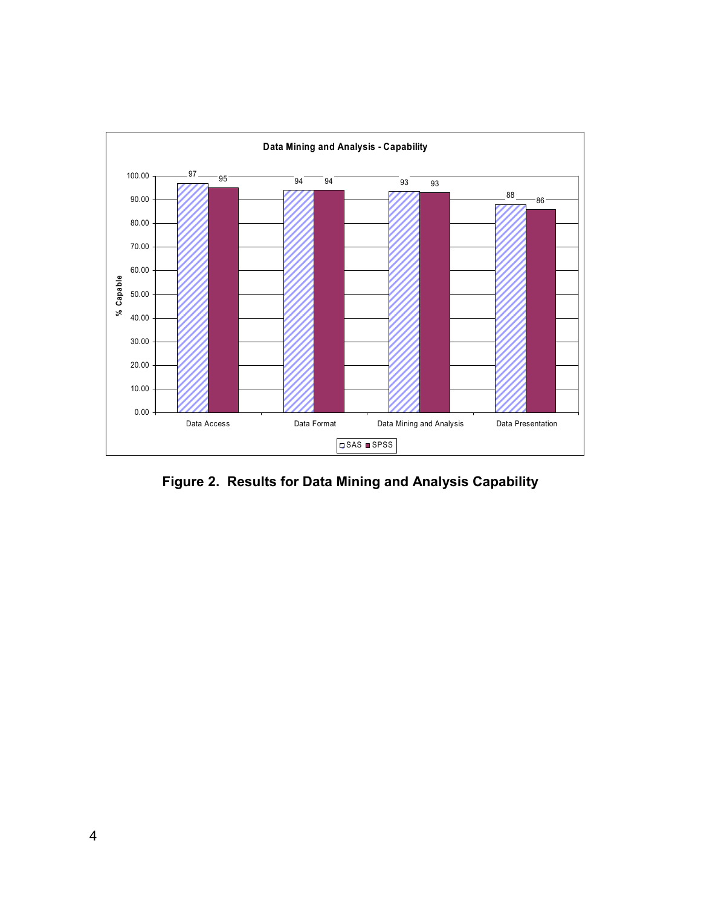Data Mining and Analysis - Capability

% Capable

100.00
90.00
80.00
70.00
60.00
50.00
40.00
30.00
20.00
10.00
0.00

97 95
94 94
93 93
88 86

Data Access
Data Format
Data Mining and Analysis
Data Presentation

SAS SPSS

**Figure 2. Results for Data Mining and Analysis Capability**